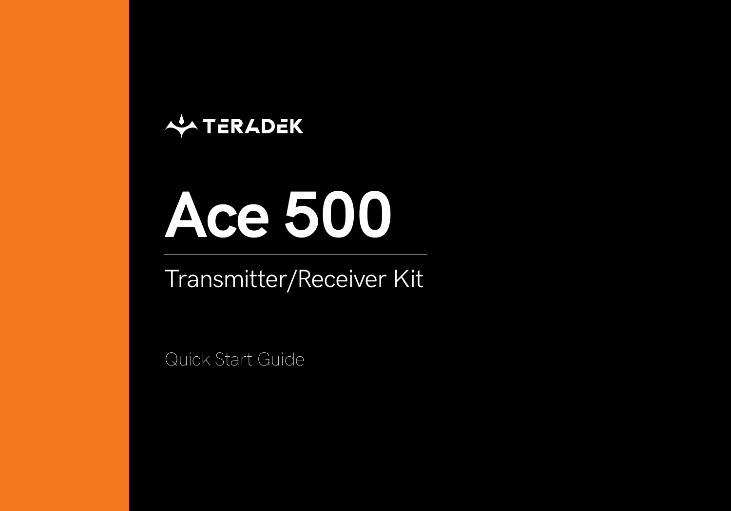TERADEK

# Ace 500

## Transmitter/Receiver Kit

Quick Start Guide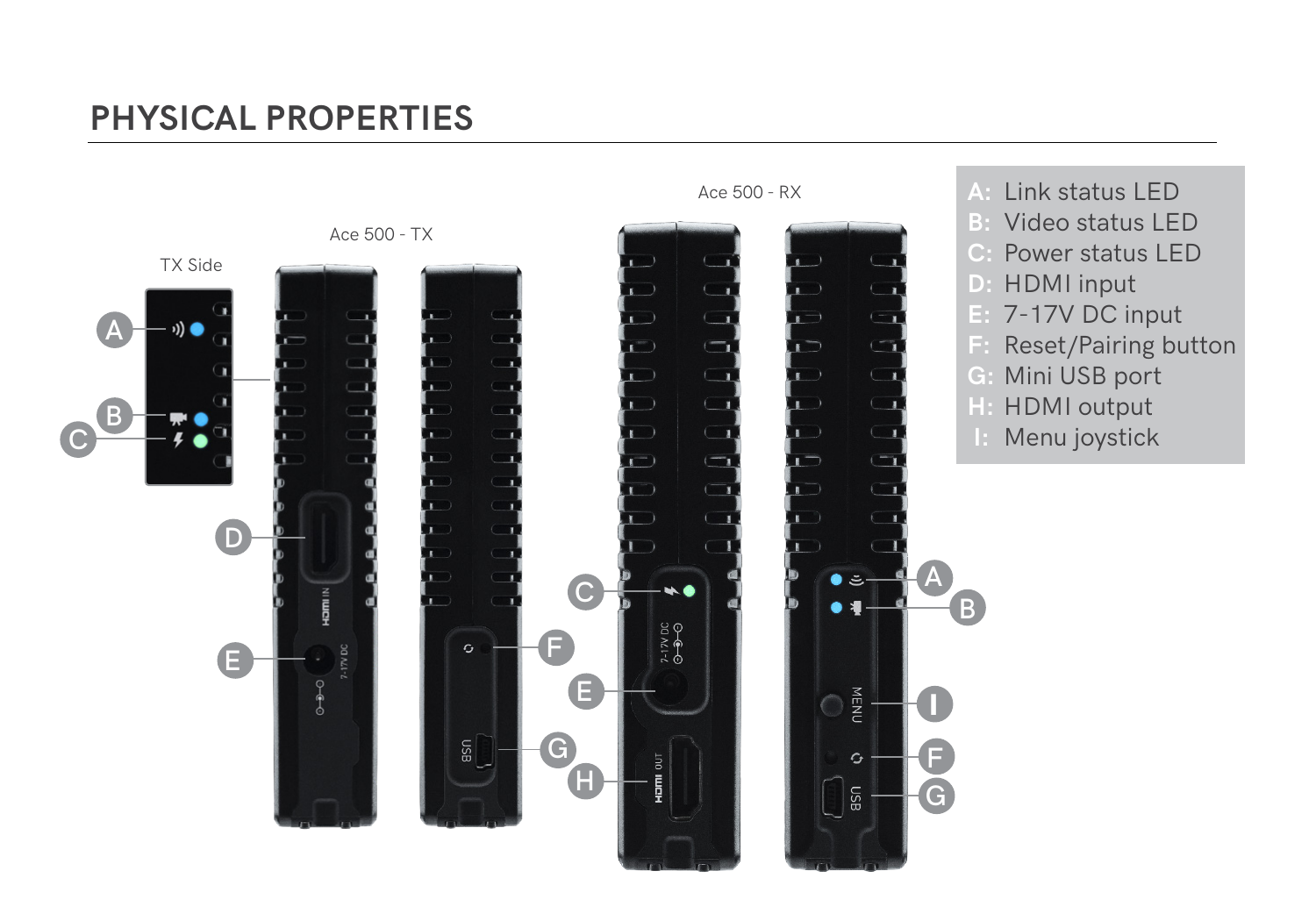# PHYSICAL PROPERTIES

Ace 500 - TX

TX Side

Ace 500 - RX

A: Link status LED
B: Video status LED
C: Power status LED
D: HDMI input
E: 7-17V DC input
F: Reset/Pairing button
G: Mini USB port
H: HDMI output
I: Menu joystick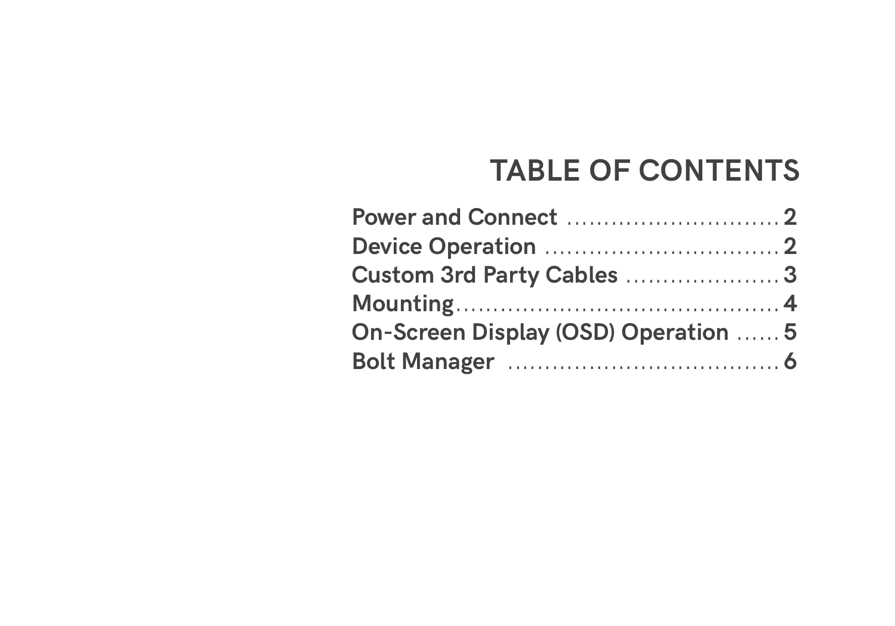# TABLE OF CONTENTS

**Power and Connect** ............................ **2**
**Device Operation** ............................... **2**
**Custom 3rd Party Cables** .................... **3**
**Mounting**.......................................... **4**
**On-Screen Display (OSD) Operation** ...... **5**
**Bolt Manager** ................................... **6**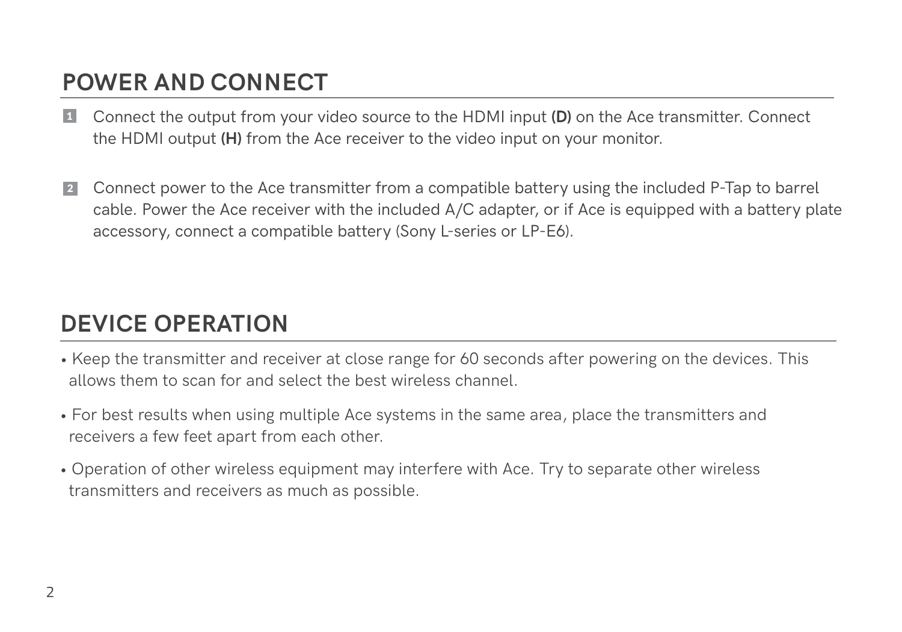## POWER AND CONNECT

1. Connect the output from your video source to the HDMI input **(D)** on the Ace transmitter. Connect the HDMI output **(H)** from the Ace receiver to the video input on your monitor.

2. Connect power to the Ace transmitter from a compatible battery using the included P-Tap to barrel cable. Power the Ace receiver with the included A/C adapter, or if Ace is equipped with a battery plate accessory, connect a compatible battery (Sony L-series or LP-E6).

## DEVICE OPERATION

- Keep the transmitter and receiver at close range for 60 seconds after powering on the devices. This allows them to scan for and select the best wireless channel.
- For best results when using multiple Ace systems in the same area, place the transmitters and receivers a few feet apart from each other.
- Operation of other wireless equipment may interfere with Ace. Try to separate other wireless transmitters and receivers as much as possible.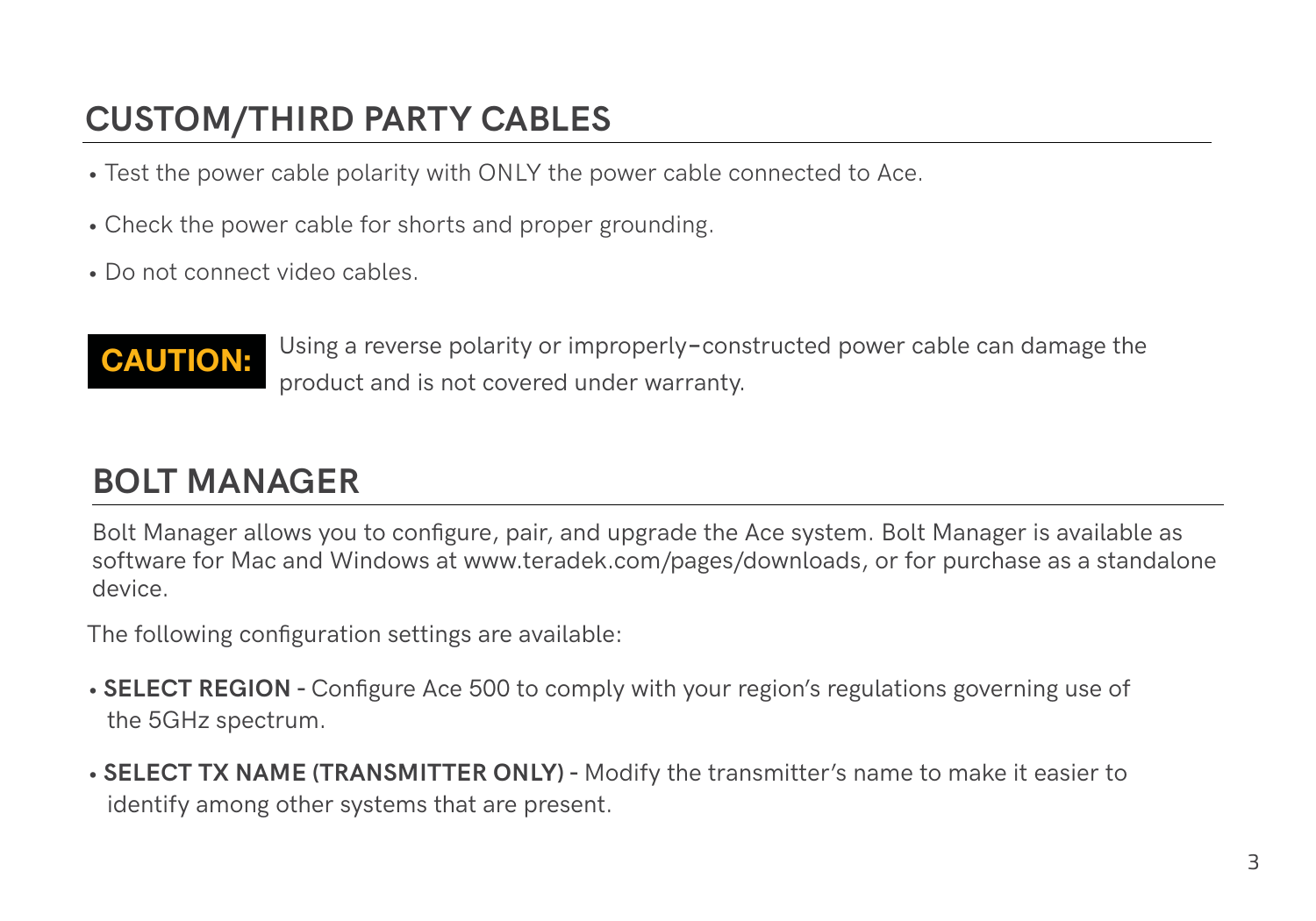## CUSTOM/THIRD PARTY CABLES

- Test the power cable polarity with ONLY the power cable connected to Ace.
- Check the power cable for shorts and proper grounding.
- Do not connect video cables.

**CAUTION:** Using a reverse polarity or improperly-constructed power cable can damage the product and is not covered under warranty.

## BOLT MANAGER

Bolt Manager allows you to configure, pair, and upgrade the Ace system. Bolt Manager is available as software for Mac and Windows at www.teradek.com/pages/downloads, or for purchase as a standalone device.

The following configuration settings are available:

- **SELECT REGION -** Configure Ace 500 to comply with your region's regulations governing use of the 5GHz spectrum.
- **SELECT TX NAME (TRANSMITTER ONLY) -** Modify the transmitter's name to make it easier to identify among other systems that are present.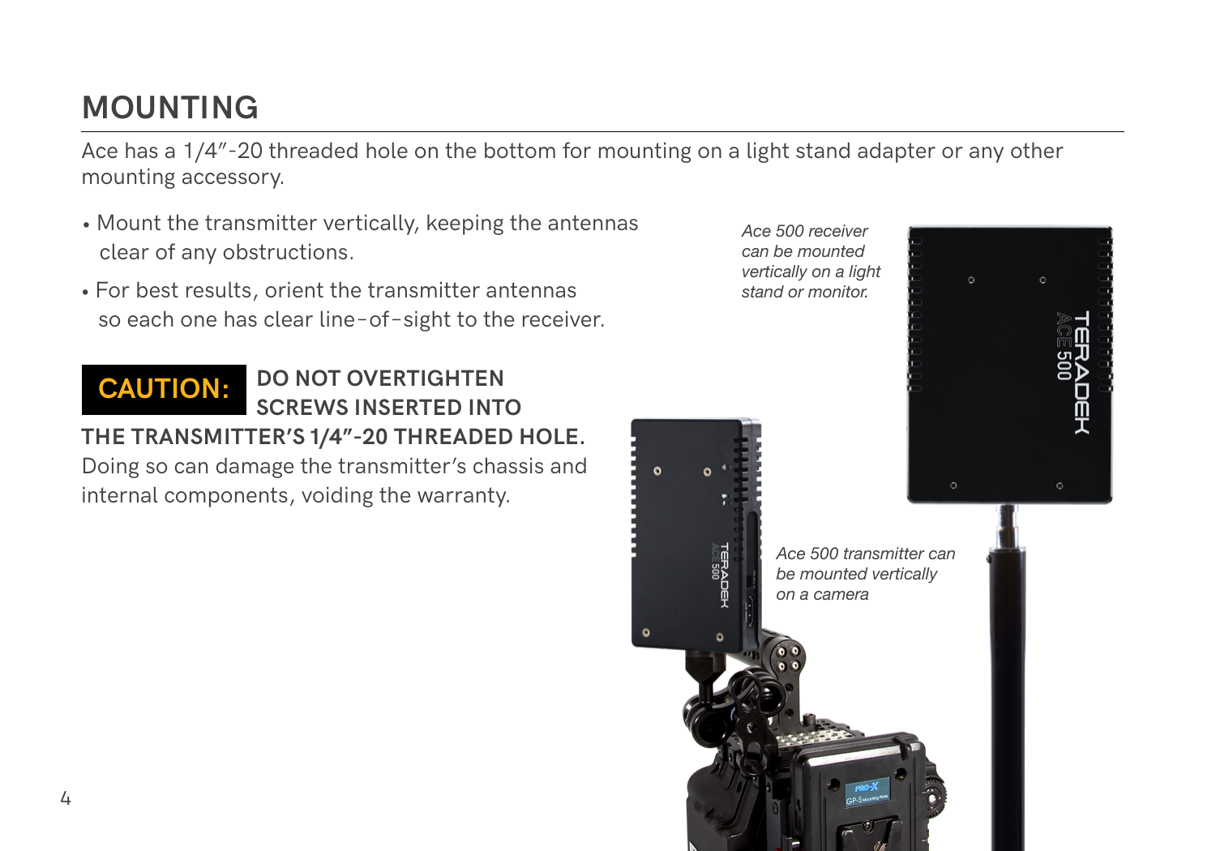# MOUNTING

Ace has a 1/4"-20 threaded hole on the bottom for mounting on a light stand adapter or any other mounting accessory.

- Mount the transmitter vertically, keeping the antennas clear of any obstructions.
- For best results, orient the transmitter antennas so each one has clear line-of-sight to the receiver.

**CAUTION: DO NOT OVERTIGHTEN SCREWS INSERTED INTO THE TRANSMITTER'S 1/4"-20 THREADED HOLE.** Doing so can damage the transmitter's chassis and internal components, voiding the warranty.

*Ace 500 receiver can be mounted vertically on a light stand or monitor.*

*Ace 500 transmitter can be mounted vertically on a camera*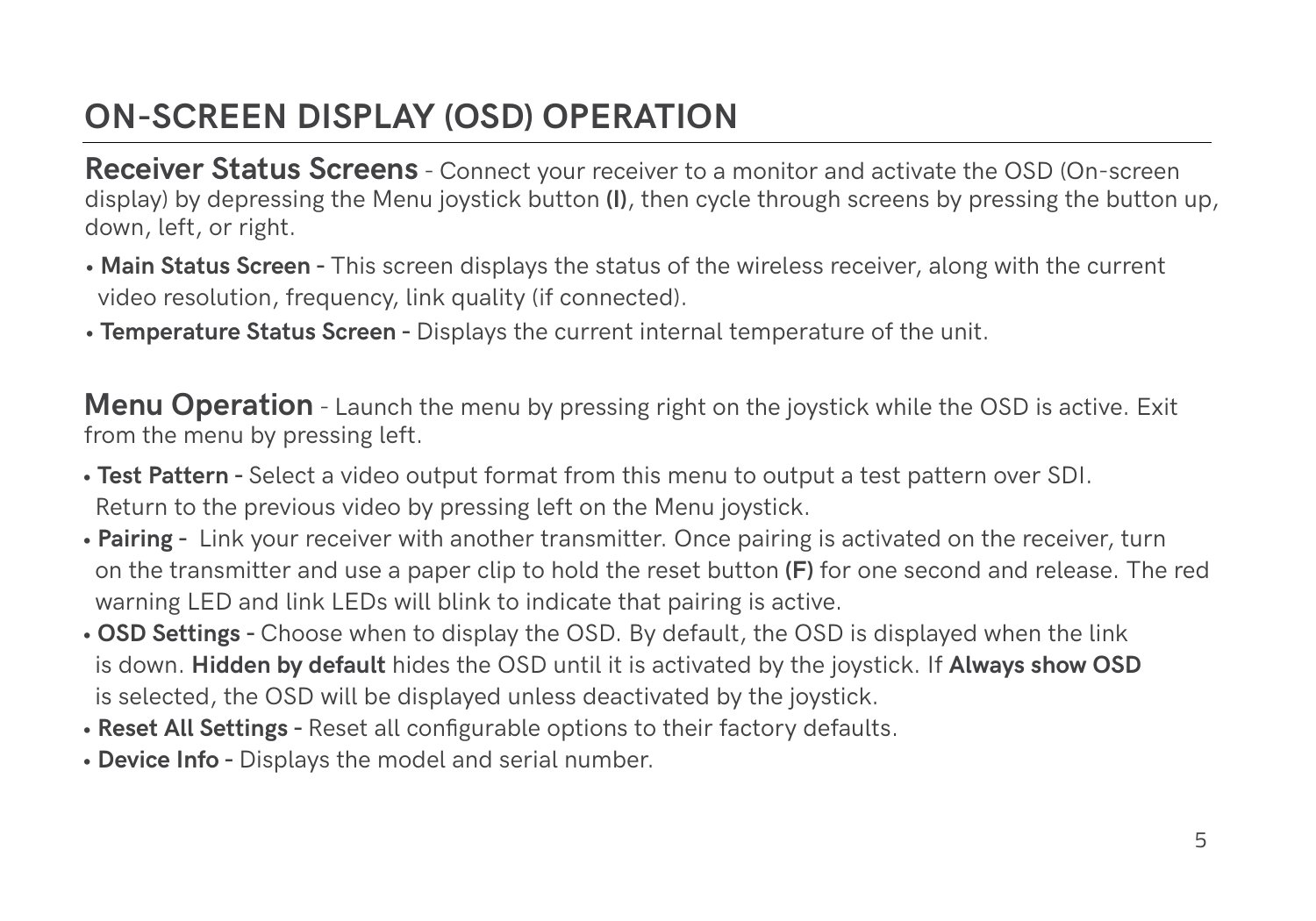# ON-SCREEN DISPLAY (OSD) OPERATION

**Receiver Status Screens** - Connect your receiver to a monitor and activate the OSD (On-screen display) by depressing the Menu joystick button **(I)**, then cycle through screens by pressing the button up, down, left, or right.

- **Main Status Screen -** This screen displays the status of the wireless receiver, along with the current video resolution, frequency, link quality (if connected).
- **Temperature Status Screen -** Displays the current internal temperature of the unit.

**Menu Operation** - Launch the menu by pressing right on the joystick while the OSD is active. Exit from the menu by pressing left.

- **Test Pattern -** Select a video output format from this menu to output a test pattern over SDI. Return to the previous video by pressing left on the Menu joystick.
- **Pairing -** Link your receiver with another transmitter. Once pairing is activated on the receiver, turn on the transmitter and use a paper clip to hold the reset button **(F)** for one second and release. The red warning LED and link LEDs will blink to indicate that pairing is active.
- **OSD Settings -** Choose when to display the OSD. By default, the OSD is displayed when the link is down. **Hidden by default** hides the OSD until it is activated by the joystick. If **Always show OSD** is selected, the OSD will be displayed unless deactivated by the joystick.
- **Reset All Settings -** Reset all configurable options to their factory defaults.
- **Device Info -** Displays the model and serial number.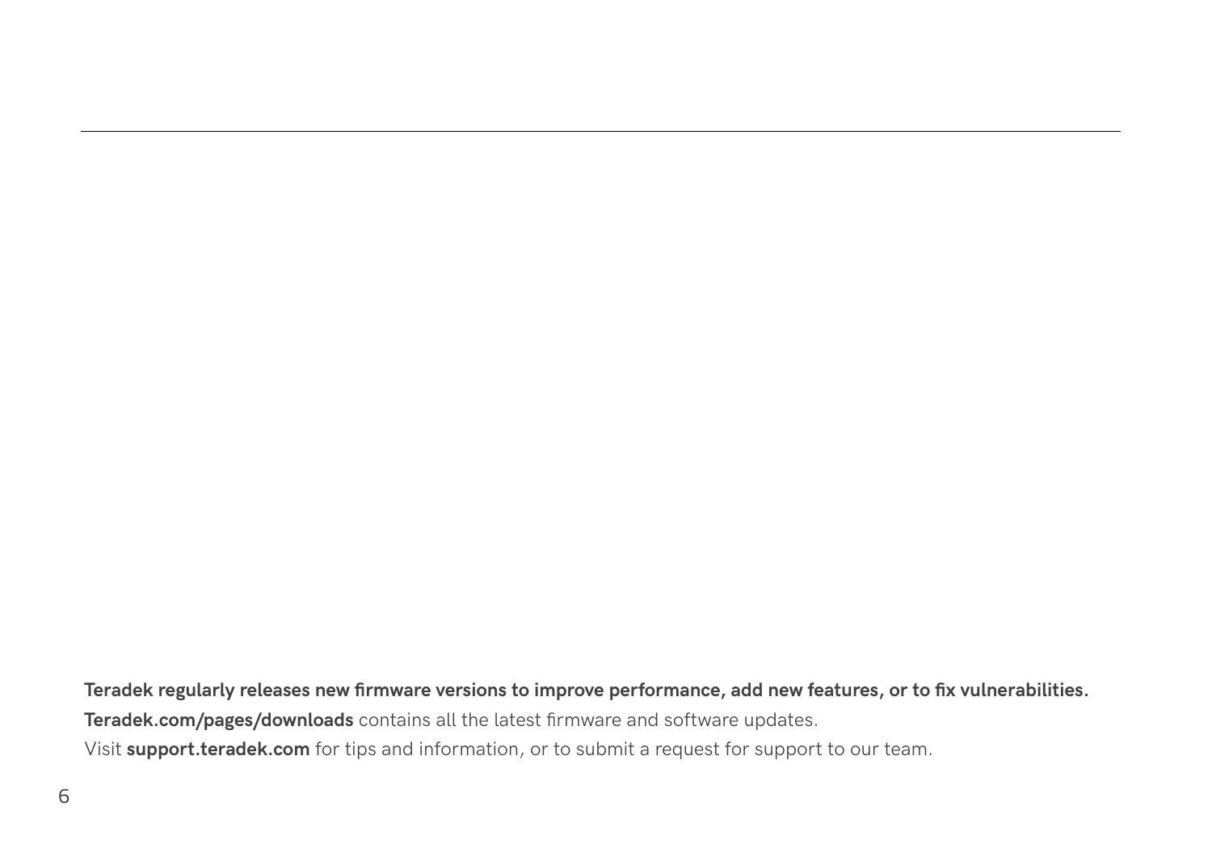**Teradek regularly releases new firmware versions to improve performance, add new features, or to fix vulnerabilities.**

**Teradek.com/pages/downloads** contains all the latest firmware and software updates.

Visit **support.teradek.com** for tips and information, or to submit a request for support to our team.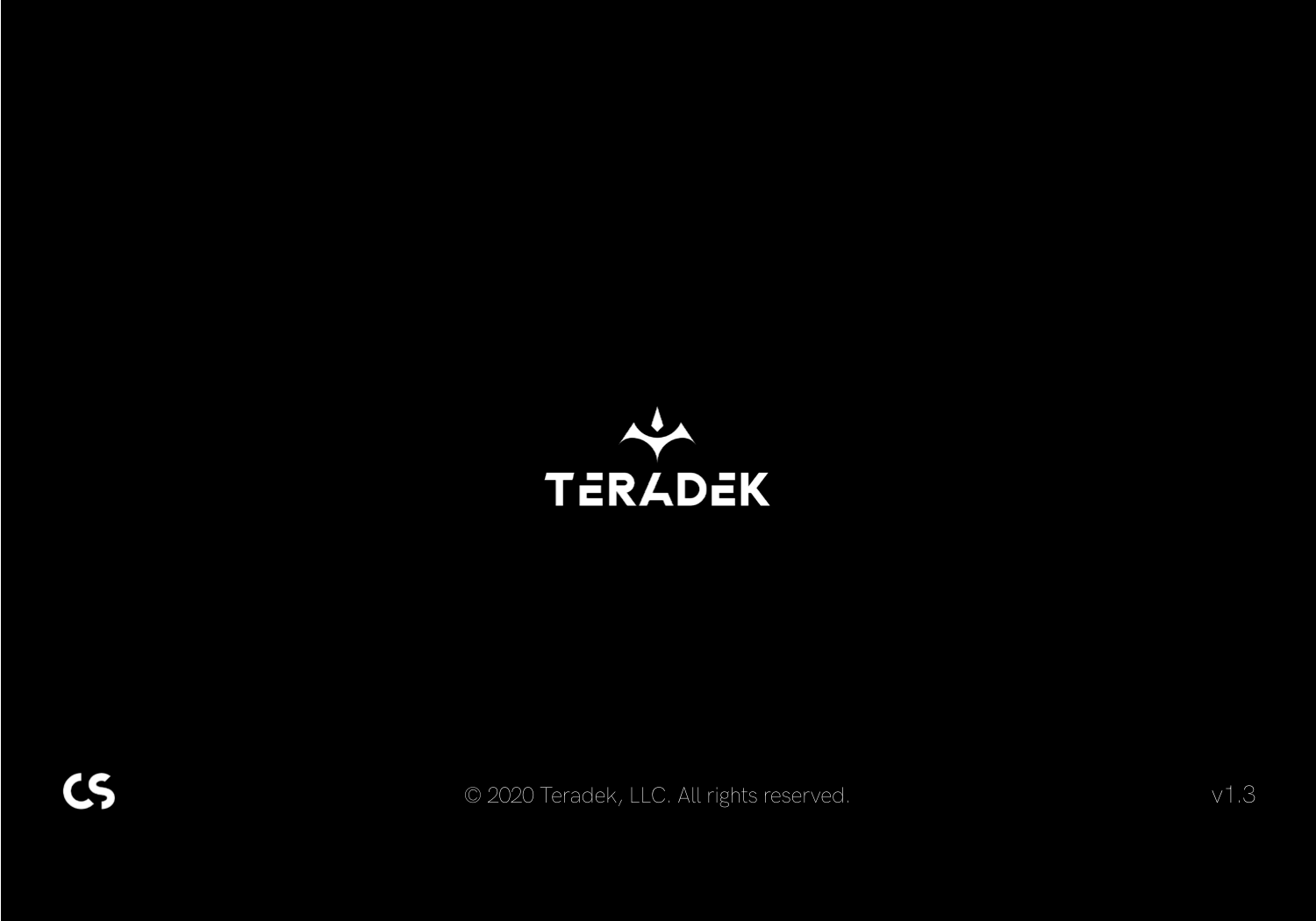TERADEK

CS

© 2020 Teradek, LLC. All rights reserved.

v1.3